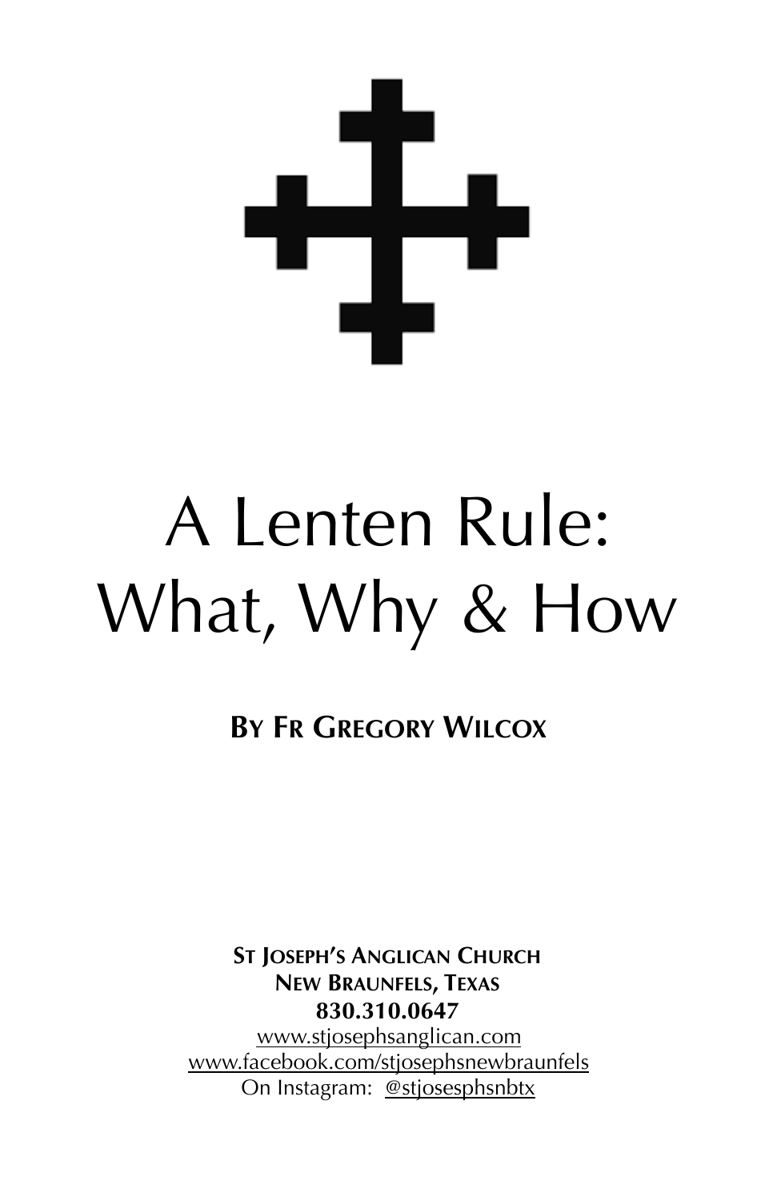# A Lenten Rule: What, Why & How

**BY FR GREGORY WILCOX**

**ST JOSEPH'S ANGLICAN CHURCH**
**NEW BRAUNFELS, TEXAS**
**830.310.0647**
www.stjosephsanglican.com
www.facebook.com/stjosephsnewbraunfels
On Instagram: @stjosesphsnbtx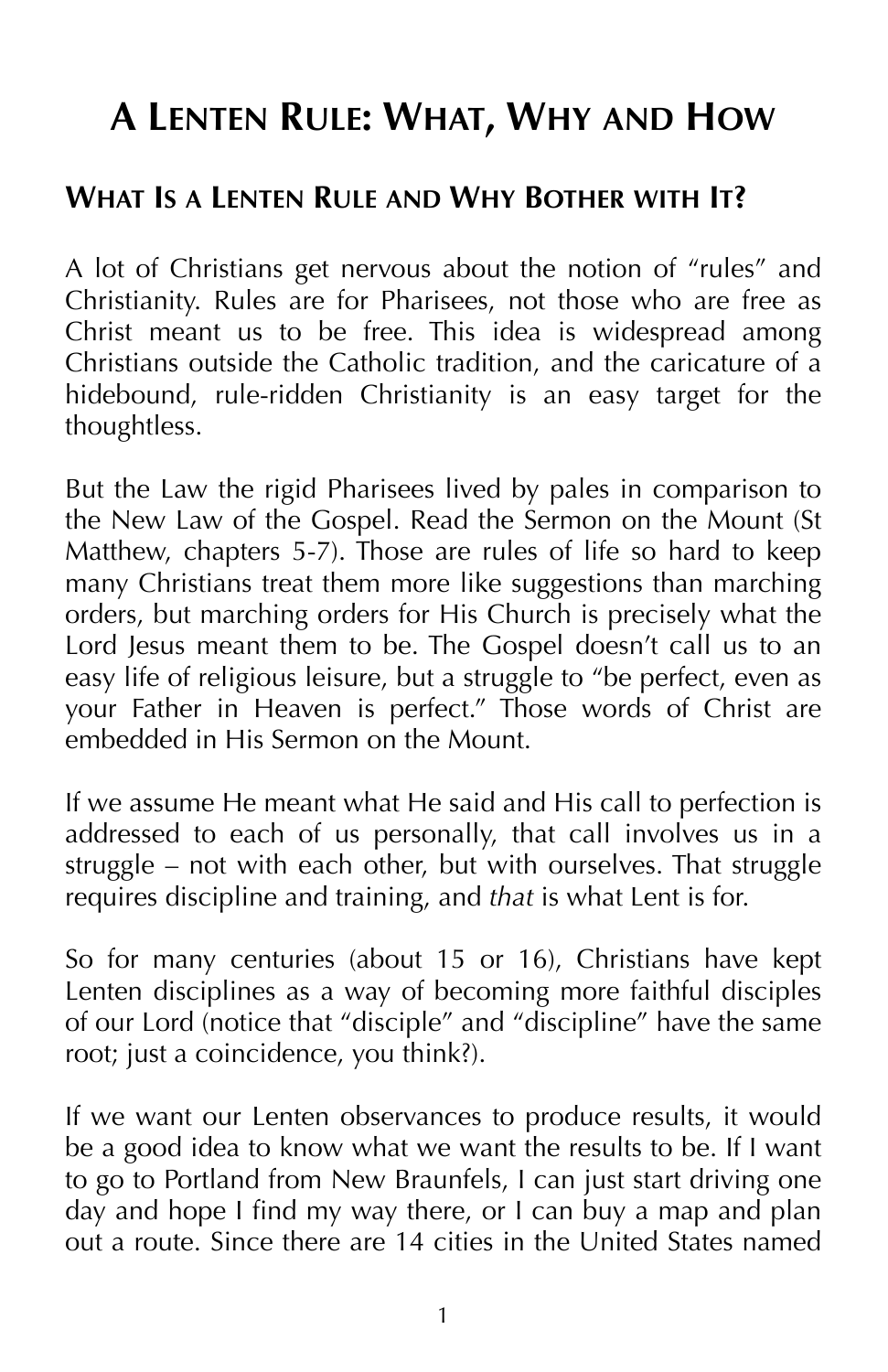# A Lenten Rule: What, Why and How

## What Is a Lenten Rule and Why Bother with It?

A lot of Christians get nervous about the notion of "rules" and Christianity. Rules are for Pharisees, not those who are free as Christ meant us to be free. This idea is widespread among Christians outside the Catholic tradition, and the caricature of a hidebound, rule-ridden Christianity is an easy target for the thoughtless.

But the Law the rigid Pharisees lived by pales in comparison to the New Law of the Gospel. Read the Sermon on the Mount (St Matthew, chapters 5-7). Those are rules of life so hard to keep many Christians treat them more like suggestions than marching orders, but marching orders for His Church is precisely what the Lord Jesus meant them to be. The Gospel doesn't call us to an easy life of religious leisure, but a struggle to "be perfect, even as your Father in Heaven is perfect." Those words of Christ are embedded in His Sermon on the Mount.

If we assume He meant what He said and His call to perfection is addressed to each of us personally, that call involves us in a struggle – not with each other, but with ourselves. That struggle requires discipline and training, and *that* is what Lent is for.

So for many centuries (about 15 or 16), Christians have kept Lenten disciplines as a way of becoming more faithful disciples of our Lord (notice that "disciple" and "discipline" have the same root; just a coincidence, you think?).

If we want our Lenten observances to produce results, it would be a good idea to know what we want the results to be. If I want to go to Portland from New Braunfels, I can just start driving one day and hope I find my way there, or I can buy a map and plan out a route. Since there are 14 cities in the United States named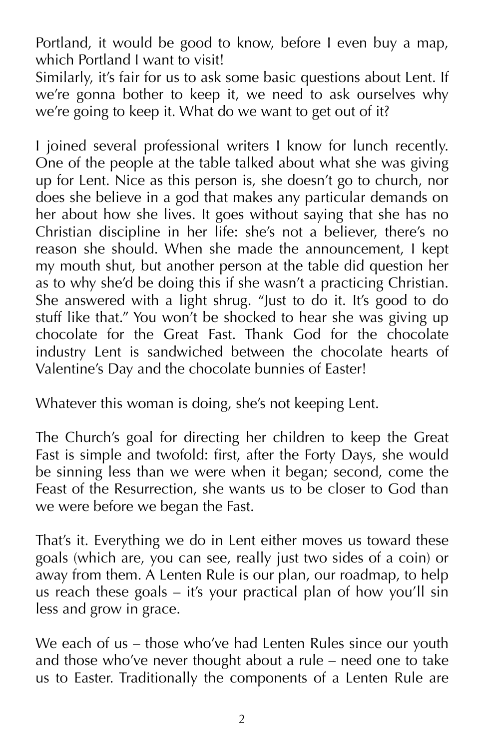Portland, it would be good to know, before I even buy a map, which Portland I want to visit!

Similarly, it's fair for us to ask some basic questions about Lent. If we're gonna bother to keep it, we need to ask ourselves why we're going to keep it. What do we want to get out of it?

I joined several professional writers I know for lunch recently. One of the people at the table talked about what she was giving up for Lent. Nice as this person is, she doesn't go to church, nor does she believe in a god that makes any particular demands on her about how she lives. It goes without saying that she has no Christian discipline in her life: she's not a believer, there's no reason she should. When she made the announcement, I kept my mouth shut, but another person at the table did question her as to why she'd be doing this if she wasn't a practicing Christian. She answered with a light shrug. "Just to do it. It's good to do stuff like that." You won't be shocked to hear she was giving up chocolate for the Great Fast. Thank God for the chocolate industry Lent is sandwiched between the chocolate hearts of Valentine's Day and the chocolate bunnies of Easter!

Whatever this woman is doing, she's not keeping Lent.

The Church's goal for directing her children to keep the Great Fast is simple and twofold: first, after the Forty Days, she would be sinning less than we were when it began; second, come the Feast of the Resurrection, she wants us to be closer to God than we were before we began the Fast.

That's it. Everything we do in Lent either moves us toward these goals (which are, you can see, really just two sides of a coin) or away from them. A Lenten Rule is our plan, our roadmap, to help us reach these goals – it's your practical plan of how you'll sin less and grow in grace.

We each of us – those who've had Lenten Rules since our youth and those who've never thought about a rule – need one to take us to Easter. Traditionally the components of a Lenten Rule are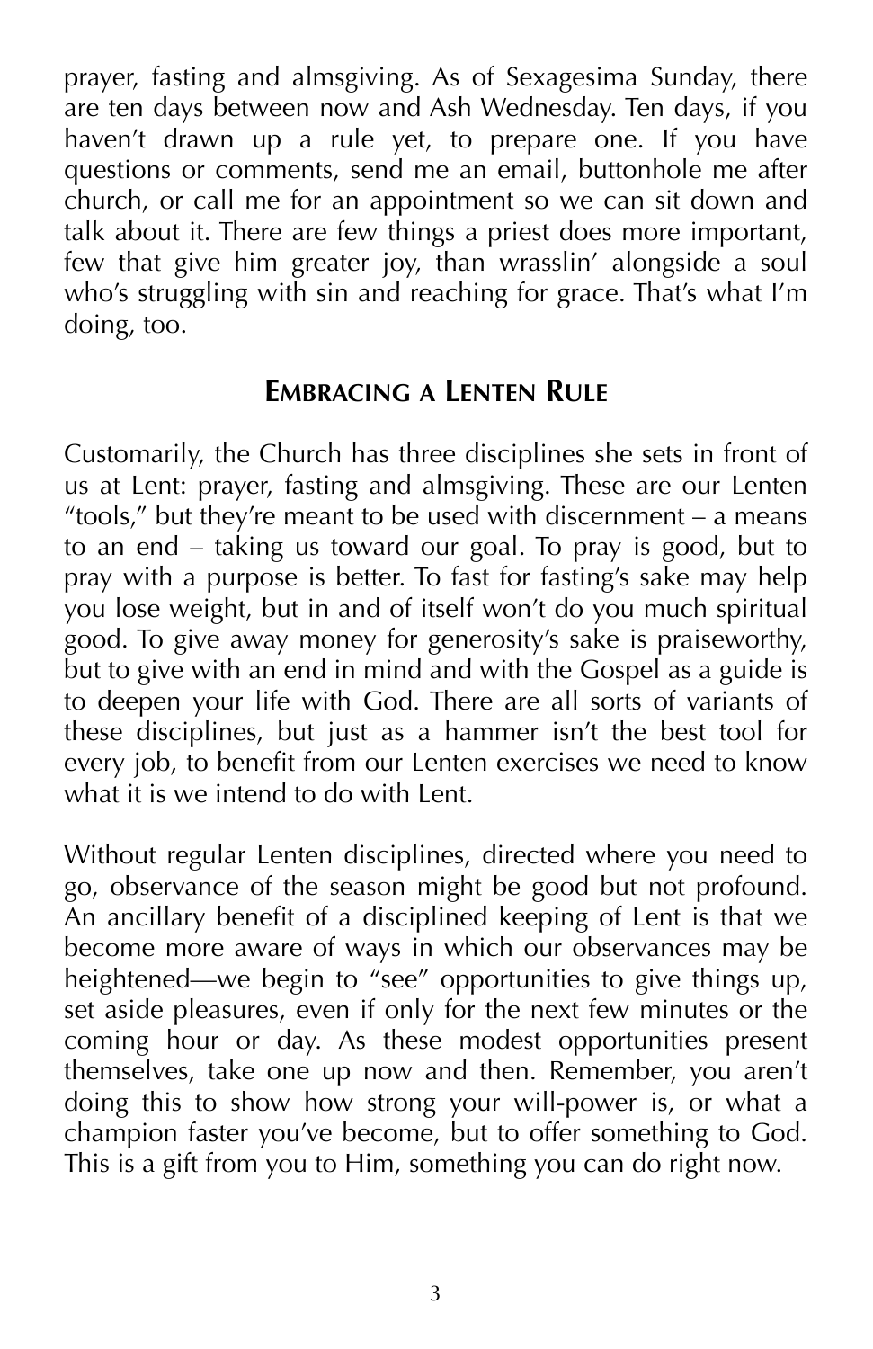prayer, fasting and almsgiving. As of Sexagesima Sunday, there are ten days between now and Ash Wednesday. Ten days, if you haven't drawn up a rule yet, to prepare one. If you have questions or comments, send me an email, buttonhole me after church, or call me for an appointment so we can sit down and talk about it. There are few things a priest does more important, few that give him greater joy, than wrasslin' alongside a soul who's struggling with sin and reaching for grace. That's what I'm doing, too.

## Embracing a Lenten Rule

Customarily, the Church has three disciplines she sets in front of us at Lent: prayer, fasting and almsgiving. These are our Lenten "tools," but they're meant to be used with discernment – a means to an end – taking us toward our goal. To pray is good, but to pray with a purpose is better. To fast for fasting's sake may help you lose weight, but in and of itself won't do you much spiritual good. To give away money for generosity's sake is praiseworthy, but to give with an end in mind and with the Gospel as a guide is to deepen your life with God. There are all sorts of variants of these disciplines, but just as a hammer isn't the best tool for every job, to benefit from our Lenten exercises we need to know what it is we intend to do with Lent.

Without regular Lenten disciplines, directed where you need to go, observance of the season might be good but not profound. An ancillary benefit of a disciplined keeping of Lent is that we become more aware of ways in which our observances may be heightened—we begin to "see" opportunities to give things up, set aside pleasures, even if only for the next few minutes or the coming hour or day. As these modest opportunities present themselves, take one up now and then. Remember, you aren't doing this to show how strong your will-power is, or what a champion faster you've become, but to offer something to God. This is a gift from you to Him, something you can do right now.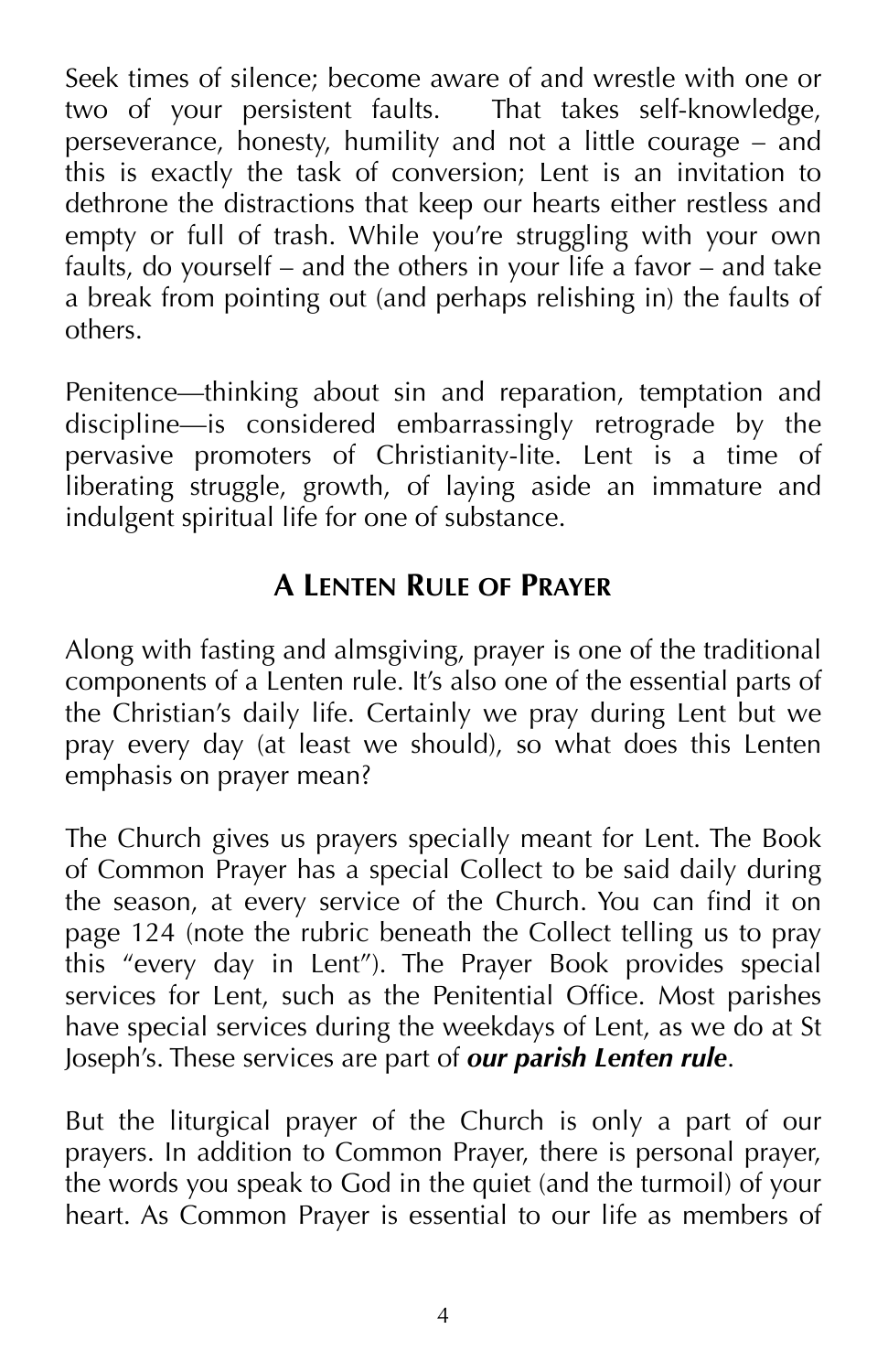Seek times of silence; become aware of and wrestle with one or two of your persistent faults. That takes self-knowledge, perseverance, honesty, humility and not a little courage – and this is exactly the task of conversion; Lent is an invitation to dethrone the distractions that keep our hearts either restless and empty or full of trash. While you're struggling with your own faults, do yourself – and the others in your life a favor – and take a break from pointing out (and perhaps relishing in) the faults of others.

Penitence—thinking about sin and reparation, temptation and discipline—is considered embarrassingly retrograde by the pervasive promoters of Christianity-lite. Lent is a time of liberating struggle, growth, of laying aside an immature and indulgent spiritual life for one of substance.

## A Lenten Rule of Prayer

Along with fasting and almsgiving, prayer is one of the traditional components of a Lenten rule. It's also one of the essential parts of the Christian's daily life. Certainly we pray during Lent but we pray every day (at least we should), so what does this Lenten emphasis on prayer mean?

The Church gives us prayers specially meant for Lent. The Book of Common Prayer has a special Collect to be said daily during the season, at every service of the Church. You can find it on page 124 (note the rubric beneath the Collect telling us to pray this "every day in Lent"). The Prayer Book provides special services for Lent, such as the Penitential Office. Most parishes have special services during the weekdays of Lent, as we do at St Joseph's. These services are part of ***our parish Lenten rule***.

But the liturgical prayer of the Church is only a part of our prayers. In addition to Common Prayer, there is personal prayer, the words you speak to God in the quiet (and the turmoil) of your heart. As Common Prayer is essential to our life as members of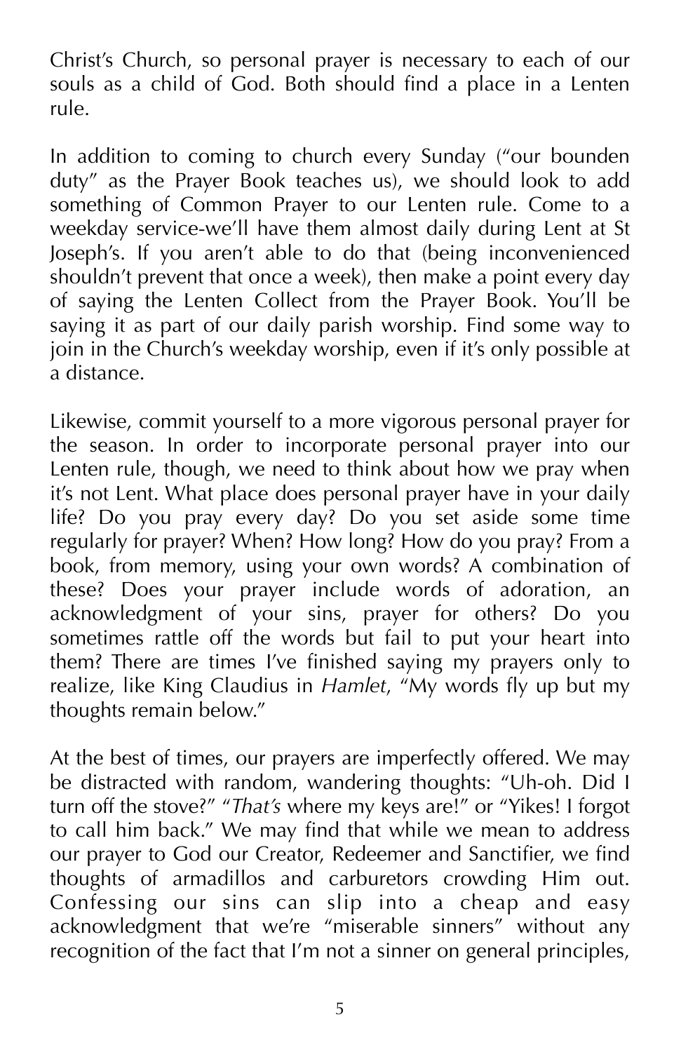Christ's Church, so personal prayer is necessary to each of our souls as a child of God. Both should find a place in a Lenten rule.

In addition to coming to church every Sunday ("our bounden duty" as the Prayer Book teaches us), we should look to add something of Common Prayer to our Lenten rule. Come to a weekday service-we'll have them almost daily during Lent at St Joseph's. If you aren't able to do that (being inconvenienced shouldn't prevent that once a week), then make a point every day of saying the Lenten Collect from the Prayer Book. You'll be saying it as part of our daily parish worship. Find some way to join in the Church's weekday worship, even if it's only possible at a distance.

Likewise, commit yourself to a more vigorous personal prayer for the season. In order to incorporate personal prayer into our Lenten rule, though, we need to think about how we pray when it's not Lent. What place does personal prayer have in your daily life? Do you pray every day? Do you set aside some time regularly for prayer? When? How long? How do you pray? From a book, from memory, using your own words? A combination of these? Does your prayer include words of adoration, an acknowledgment of your sins, prayer for others? Do you sometimes rattle off the words but fail to put your heart into them? There are times I've finished saying my prayers only to realize, like King Claudius in *Hamlet*, "My words fly up but my thoughts remain below."

At the best of times, our prayers are imperfectly offered. We may be distracted with random, wandering thoughts: "Uh-oh. Did I turn off the stove?" "*That's* where my keys are!" or "Yikes! I forgot to call him back." We may find that while we mean to address our prayer to God our Creator, Redeemer and Sanctifier, we find thoughts of armadillos and carburetors crowding Him out. Confessing our sins can slip into a cheap and easy acknowledgment that we're "miserable sinners" without any recognition of the fact that I'm not a sinner on general principles,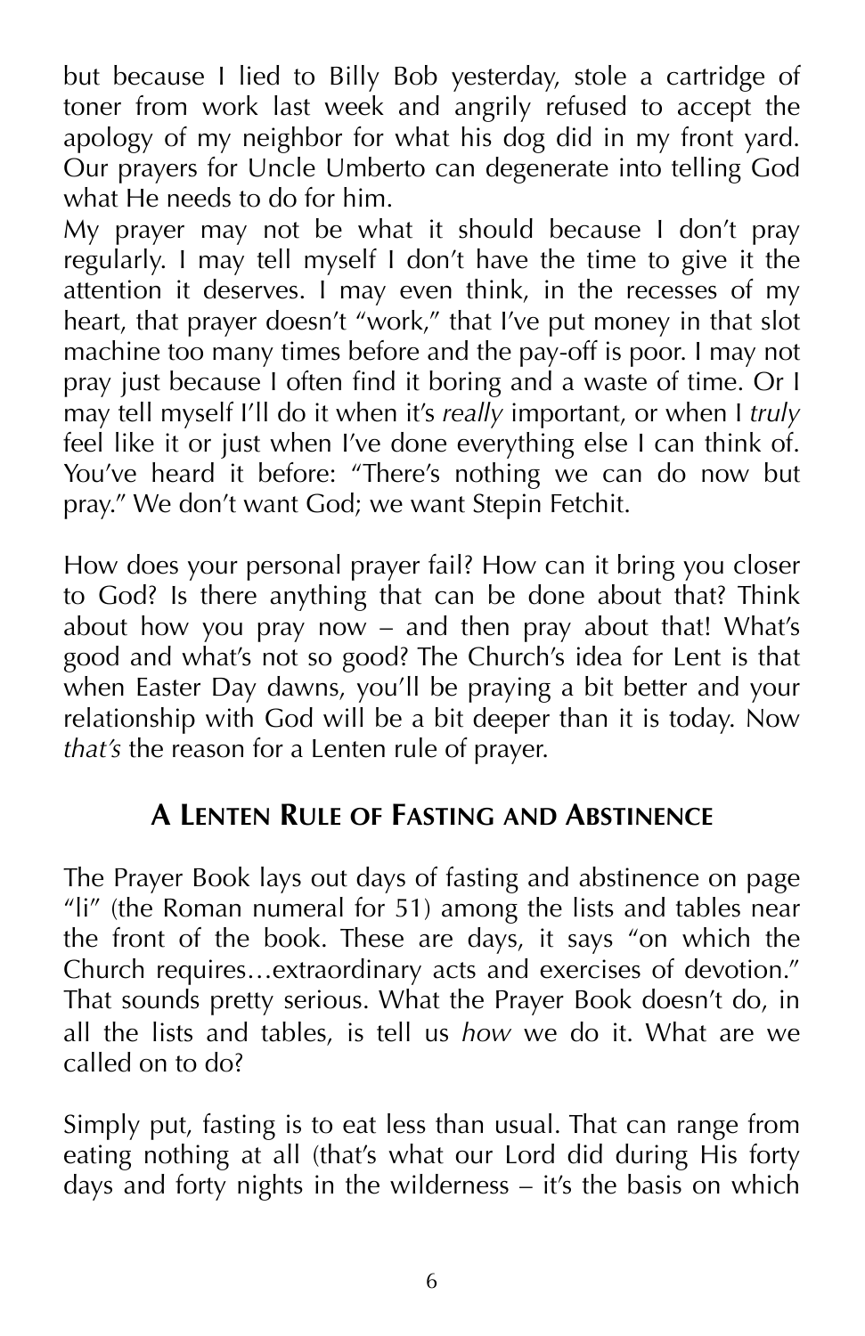but because I lied to Billy Bob yesterday, stole a cartridge of toner from work last week and angrily refused to accept the apology of my neighbor for what his dog did in my front yard. Our prayers for Uncle Umberto can degenerate into telling God what He needs to do for him.

My prayer may not be what it should because I don't pray regularly. I may tell myself I don't have the time to give it the attention it deserves. I may even think, in the recesses of my heart, that prayer doesn't "work," that I've put money in that slot machine too many times before and the pay-off is poor. I may not pray just because I often find it boring and a waste of time. Or I may tell myself I'll do it when it's *really* important, or when I *truly* feel like it or just when I've done everything else I can think of. You've heard it before: "There's nothing we can do now but pray." We don't want God; we want Stepin Fetchit.

How does your personal prayer fail? How can it bring you closer to God? Is there anything that can be done about that? Think about how you pray now – and then pray about that! What's good and what's not so good? The Church's idea for Lent is that when Easter Day dawns, you'll be praying a bit better and your relationship with God will be a bit deeper than it is today. Now *that's* the reason for a Lenten rule of prayer.

## A Lenten Rule of Fasting and Abstinence

The Prayer Book lays out days of fasting and abstinence on page "li" (the Roman numeral for 51) among the lists and tables near the front of the book. These are days, it says "on which the Church requires…extraordinary acts and exercises of devotion." That sounds pretty serious. What the Prayer Book doesn't do, in all the lists and tables, is tell us *how* we do it. What are we called on to do?

Simply put, fasting is to eat less than usual. That can range from eating nothing at all (that's what our Lord did during His forty days and forty nights in the wilderness – it's the basis on which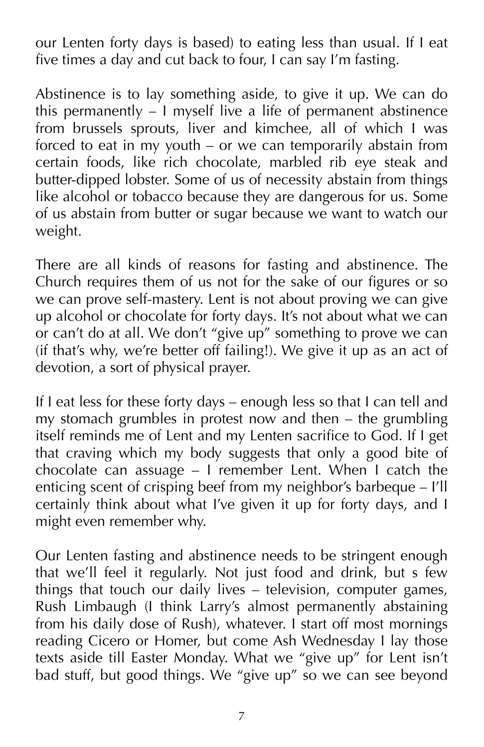our Lenten forty days is based) to eating less than usual. If I eat five times a day and cut back to four, I can say I'm fasting.

Abstinence is to lay something aside, to give it up. We can do this permanently – I myself live a life of permanent abstinence from brussels sprouts, liver and kimchee, all of which I was forced to eat in my youth – or we can temporarily abstain from certain foods, like rich chocolate, marbled rib eye steak and butter-dipped lobster. Some of us of necessity abstain from things like alcohol or tobacco because they are dangerous for us. Some of us abstain from butter or sugar because we want to watch our weight.

There are all kinds of reasons for fasting and abstinence. The Church requires them of us not for the sake of our figures or so we can prove self-mastery. Lent is not about proving we can give up alcohol or chocolate for forty days. It's not about what we can or can't do at all. We don't "give up" something to prove we can (if that's why, we're better off failing!). We give it up as an act of devotion, a sort of physical prayer.

If I eat less for these forty days – enough less so that I can tell and my stomach grumbles in protest now and then – the grumbling itself reminds me of Lent and my Lenten sacrifice to God. If I get that craving which my body suggests that only a good bite of chocolate can assuage – I remember Lent. When I catch the enticing scent of crisping beef from my neighbor's barbeque – I'll certainly think about what I've given it up for forty days, and I might even remember why.

Our Lenten fasting and abstinence needs to be stringent enough that we'll feel it regularly. Not just food and drink, but s few things that touch our daily lives – television, computer games, Rush Limbaugh (I think Larry's almost permanently abstaining from his daily dose of Rush), whatever. I start off most mornings reading Cicero or Homer, but come Ash Wednesday I lay those texts aside till Easter Monday. What we "give up" for Lent isn't bad stuff, but good things. We "give up" so we can see beyond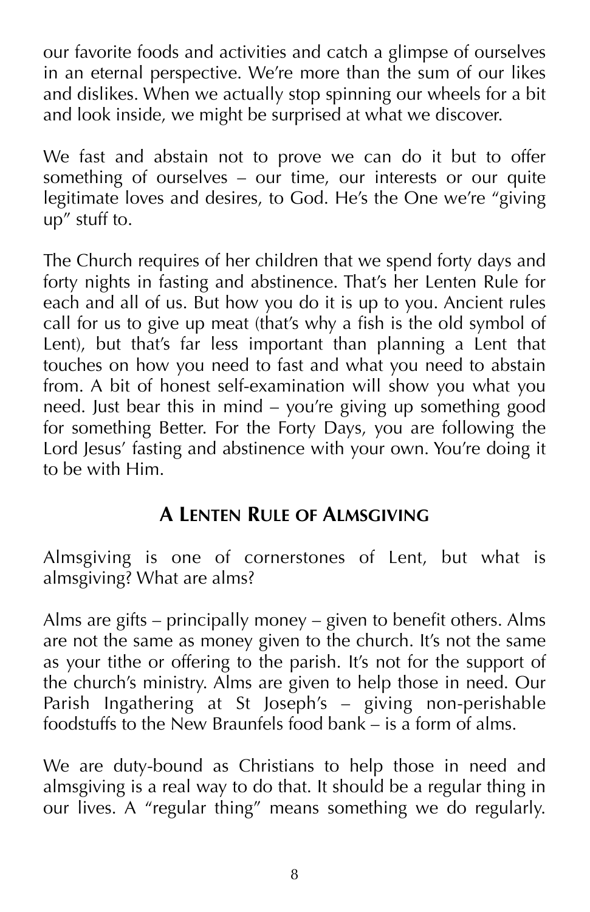our favorite foods and activities and catch a glimpse of ourselves in an eternal perspective. We're more than the sum of our likes and dislikes. When we actually stop spinning our wheels for a bit and look inside, we might be surprised at what we discover.

We fast and abstain not to prove we can do it but to offer something of ourselves – our time, our interests or our quite legitimate loves and desires, to God. He's the One we're "giving up" stuff to.

The Church requires of her children that we spend forty days and forty nights in fasting and abstinence. That's her Lenten Rule for each and all of us. But how you do it is up to you. Ancient rules call for us to give up meat (that's why a fish is the old symbol of Lent), but that's far less important than planning a Lent that touches on how you need to fast and what you need to abstain from. A bit of honest self-examination will show you what you need. Just bear this in mind – you're giving up something good for something Better. For the Forty Days, you are following the Lord Jesus' fasting and abstinence with your own. You're doing it to be with Him.

## A Lenten Rule of Almsgiving

Almsgiving is one of cornerstones of Lent, but what is almsgiving? What are alms?

Alms are gifts – principally money – given to benefit others. Alms are not the same as money given to the church. It's not the same as your tithe or offering to the parish. It's not for the support of the church's ministry. Alms are given to help those in need. Our Parish Ingathering at St Joseph's – giving non-perishable foodstuffs to the New Braunfels food bank – is a form of alms.

We are duty-bound as Christians to help those in need and almsgiving is a real way to do that. It should be a regular thing in our lives. A "regular thing" means something we do regularly.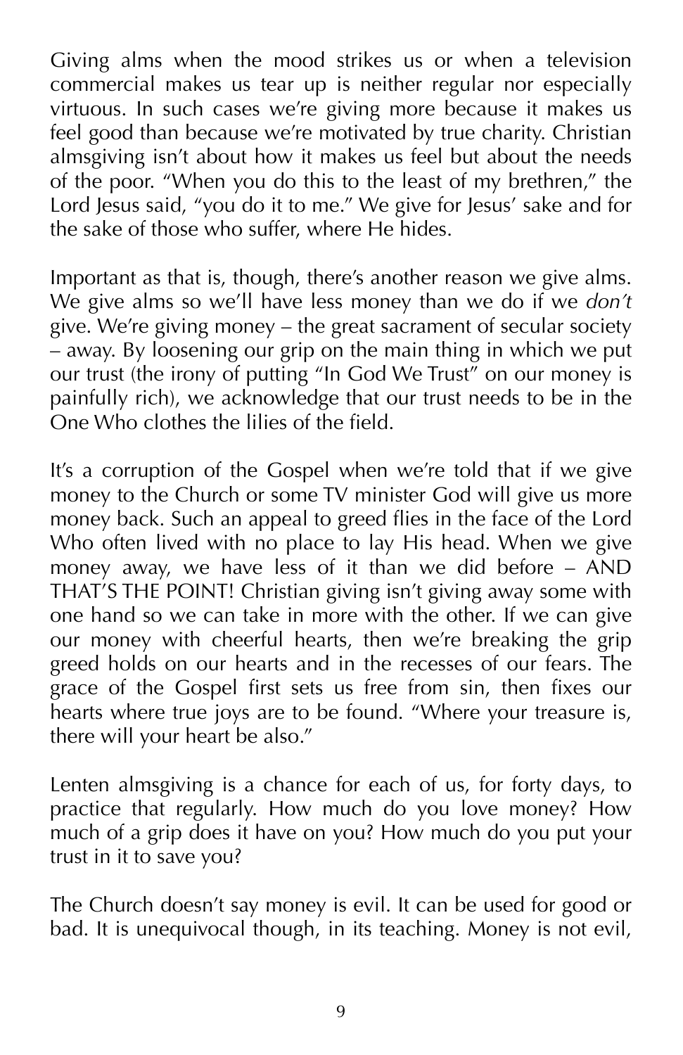Giving alms when the mood strikes us or when a television commercial makes us tear up is neither regular nor especially virtuous. In such cases we're giving more because it makes us feel good than because we're motivated by true charity. Christian almsgiving isn't about how it makes us feel but about the needs of the poor. "When you do this to the least of my brethren," the Lord Jesus said, "you do it to me." We give for Jesus' sake and for the sake of those who suffer, where He hides.

Important as that is, though, there's another reason we give alms. We give alms so we'll have less money than we do if we *don't* give. We're giving money – the great sacrament of secular society – away. By loosening our grip on the main thing in which we put our trust (the irony of putting "In God We Trust" on our money is painfully rich), we acknowledge that our trust needs to be in the One Who clothes the lilies of the field.

It's a corruption of the Gospel when we're told that if we give money to the Church or some TV minister God will give us more money back. Such an appeal to greed flies in the face of the Lord Who often lived with no place to lay His head. When we give money away, we have less of it than we did before – AND THAT'S THE POINT! Christian giving isn't giving away some with one hand so we can take in more with the other. If we can give our money with cheerful hearts, then we're breaking the grip greed holds on our hearts and in the recesses of our fears. The grace of the Gospel first sets us free from sin, then fixes our hearts where true joys are to be found. "Where your treasure is, there will your heart be also."

Lenten almsgiving is a chance for each of us, for forty days, to practice that regularly. How much do you love money? How much of a grip does it have on you? How much do you put your trust in it to save you?

The Church doesn't say money is evil. It can be used for good or bad. It is unequivocal though, in its teaching. Money is not evil,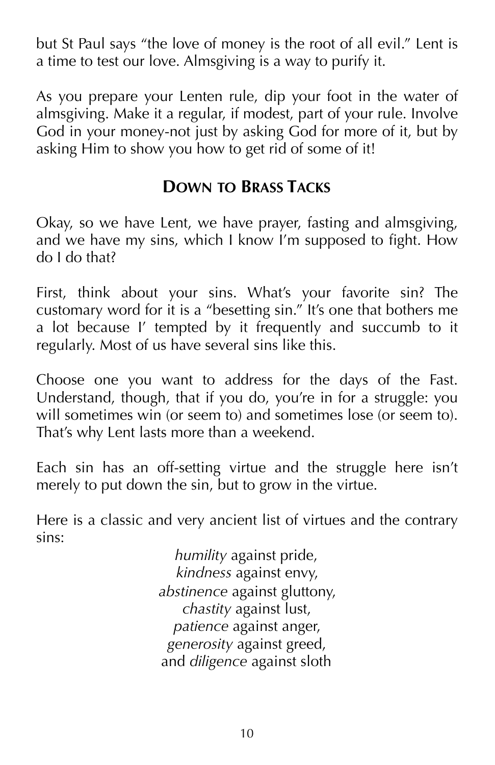but St Paul says "the love of money is the root of all evil." Lent is a time to test our love. Almsgiving is a way to purify it.

As you prepare your Lenten rule, dip your foot in the water of almsgiving. Make it a regular, if modest, part of your rule. Involve God in your money-not just by asking God for more of it, but by asking Him to show you how to get rid of some of it!

## Down to Brass Tacks

Okay, so we have Lent, we have prayer, fasting and almsgiving, and we have my sins, which I know I'm supposed to fight. How do I do that?

First, think about your sins. What's your favorite sin? The customary word for it is a "besetting sin." It's one that bothers me a lot because I' tempted by it frequently and succumb to it regularly. Most of us have several sins like this.

Choose one you want to address for the days of the Fast. Understand, though, that if you do, you're in for a struggle: you will sometimes win (or seem to) and sometimes lose (or seem to). That's why Lent lasts more than a weekend.

Each sin has an off-setting virtue and the struggle here isn't merely to put down the sin, but to grow in the virtue.

Here is a classic and very ancient list of virtues and the contrary sins:

*humility* against pride,
*kindness* against envy,
*abstinence* against gluttony,
*chastity* against lust,
*patience* against anger,
*generosity* against greed,
and *diligence* against sloth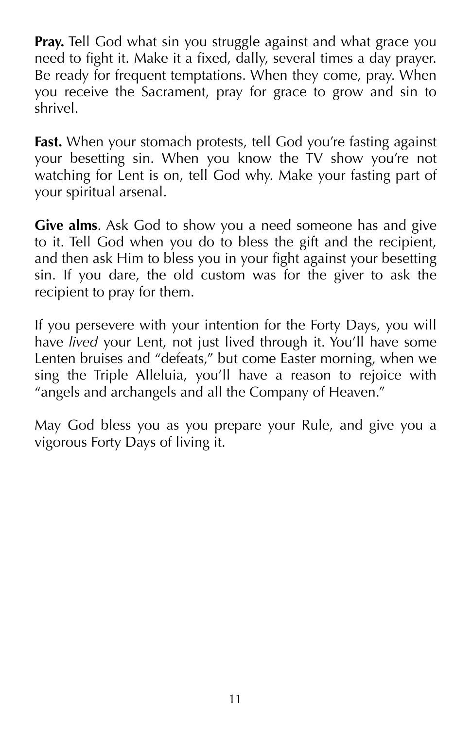**Pray.** Tell God what sin you struggle against and what grace you need to fight it. Make it a fixed, daily, several times a day prayer. Be ready for frequent temptations. When they come, pray. When you receive the Sacrament, pray for grace to grow and sin to shrivel.

**Fast.** When your stomach protests, tell God you're fasting against your besetting sin. When you know the TV show you're not watching for Lent is on, tell God why. Make your fasting part of your spiritual arsenal.

**Give alms**. Ask God to show you a need someone has and give to it. Tell God when you do to bless the gift and the recipient, and then ask Him to bless you in your fight against your besetting sin. If you dare, the old custom was for the giver to ask the recipient to pray for them.

If you persevere with your intention for the Forty Days, you will have *lived* your Lent, not just lived through it. You'll have some Lenten bruises and "defeats," but come Easter morning, when we sing the Triple Alleluia, you'll have a reason to rejoice with "angels and archangels and all the Company of Heaven."

May God bless you as you prepare your Rule, and give you a vigorous Forty Days of living it.